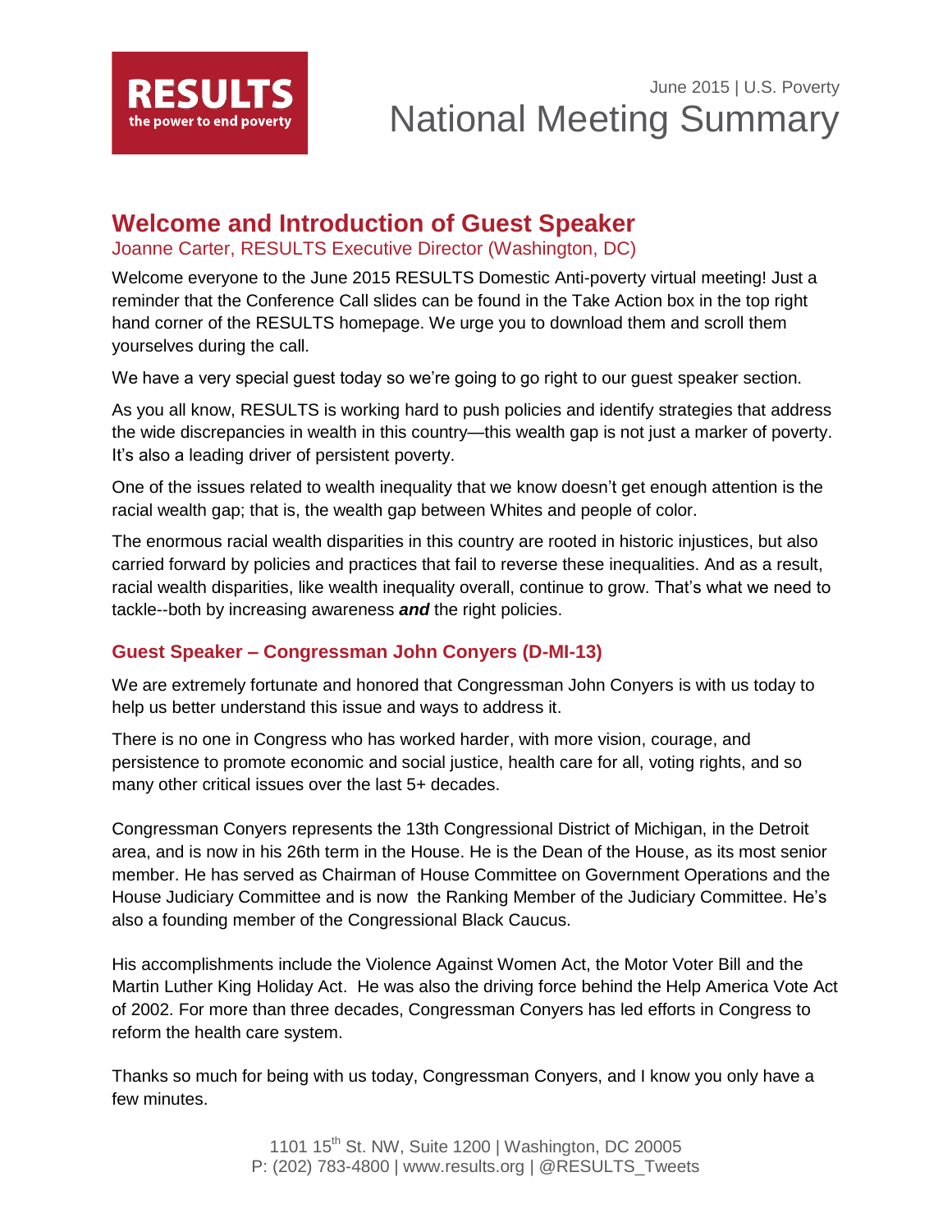RESULTS
the power to end poverty

June 2015 | U.S. Poverty

# National Meeting Summary

## Welcome and Introduction of Guest Speaker

Joanne Carter, RESULTS Executive Director (Washington, DC)

Welcome everyone to the June 2015 RESULTS Domestic Anti-poverty virtual meeting! Just a reminder that the Conference Call slides can be found in the Take Action box in the top right hand corner of the RESULTS homepage. We urge you to download them and scroll them yourselves during the call.

We have a very special guest today so we're going to go right to our guest speaker section.

As you all know, RESULTS is working hard to push policies and identify strategies that address the wide discrepancies in wealth in this country—this wealth gap is not just a marker of poverty. It's also a leading driver of persistent poverty.

One of the issues related to wealth inequality that we know doesn't get enough attention is the racial wealth gap; that is, the wealth gap between Whites and people of color.

The enormous racial wealth disparities in this country are rooted in historic injustices, but also carried forward by policies and practices that fail to reverse these inequalities. And as a result, racial wealth disparities, like wealth inequality overall, continue to grow. That's what we need to tackle--both by increasing awareness ***and*** the right policies.

### Guest Speaker – Congressman John Conyers (D-MI-13)

We are extremely fortunate and honored that Congressman John Conyers is with us today to help us better understand this issue and ways to address it.

There is no one in Congress who has worked harder, with more vision, courage, and persistence to promote economic and social justice, health care for all, voting rights, and so many other critical issues over the last 5+ decades.

Congressman Conyers represents the 13th Congressional District of Michigan, in the Detroit area, and is now in his 26th term in the House. He is the Dean of the House, as its most senior member. He has served as Chairman of House Committee on Government Operations and the House Judiciary Committee and is now the Ranking Member of the Judiciary Committee. He's also a founding member of the Congressional Black Caucus.

His accomplishments include the Violence Against Women Act, the Motor Voter Bill and the Martin Luther King Holiday Act. He was also the driving force behind the Help America Vote Act of 2002. For more than three decades, Congressman Conyers has led efforts in Congress to reform the health care system.

Thanks so much for being with us today, Congressman Conyers, and I know you only have a few minutes.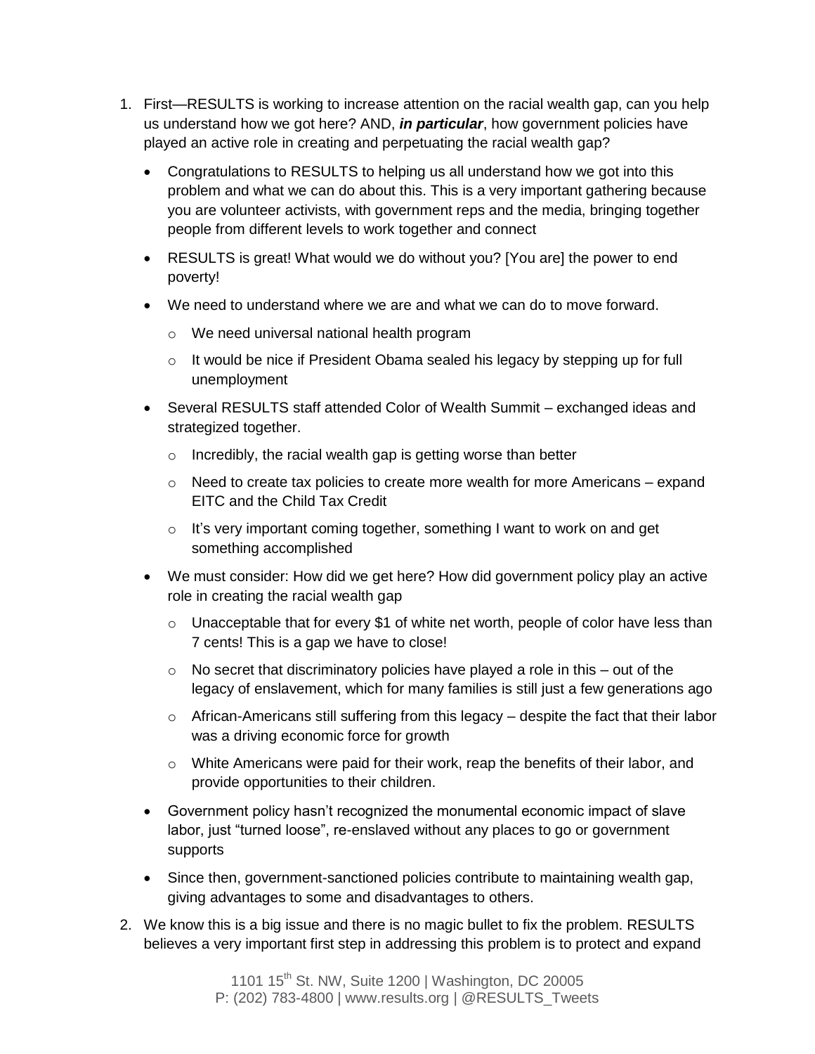1. First—RESULTS is working to increase attention on the racial wealth gap, can you help us understand how we got here? AND, ***in particular***, how government policies have played an active role in creating and perpetuating the racial wealth gap?
   - Congratulations to RESULTS to helping us all understand how we got into this problem and what we can do about this. This is a very important gathering because you are volunteer activists, with government reps and the media, bringing together people from different levels to work together and connect
   - RESULTS is great! What would we do without you? [You are] the power to end poverty!
   - We need to understand where we are and what we can do to move forward.
     - We need universal national health program
     - It would be nice if President Obama sealed his legacy by stepping up for full unemployment
   - Several RESULTS staff attended Color of Wealth Summit – exchanged ideas and strategized together.
     - Incredibly, the racial wealth gap is getting worse than better
     - Need to create tax policies to create more wealth for more Americans – expand EITC and the Child Tax Credit
     - It's very important coming together, something I want to work on and get something accomplished
   - We must consider: How did we get here? How did government policy play an active role in creating the racial wealth gap
     - Unacceptable that for every $1 of white net worth, people of color have less than 7 cents! This is a gap we have to close!
     - No secret that discriminatory policies have played a role in this – out of the legacy of enslavement, which for many families is still just a few generations ago
     - African-Americans still suffering from this legacy – despite the fact that their labor was a driving economic force for growth
     - White Americans were paid for their work, reap the benefits of their labor, and provide opportunities to their children.
   - Government policy hasn't recognized the monumental economic impact of slave labor, just "turned loose", re-enslaved without any places to go or government supports
   - Since then, government-sanctioned policies contribute to maintaining wealth gap, giving advantages to some and disadvantages to others.
2. We know this is a big issue and there is no magic bullet to fix the problem. RESULTS believes a very important first step in addressing this problem is to protect and expand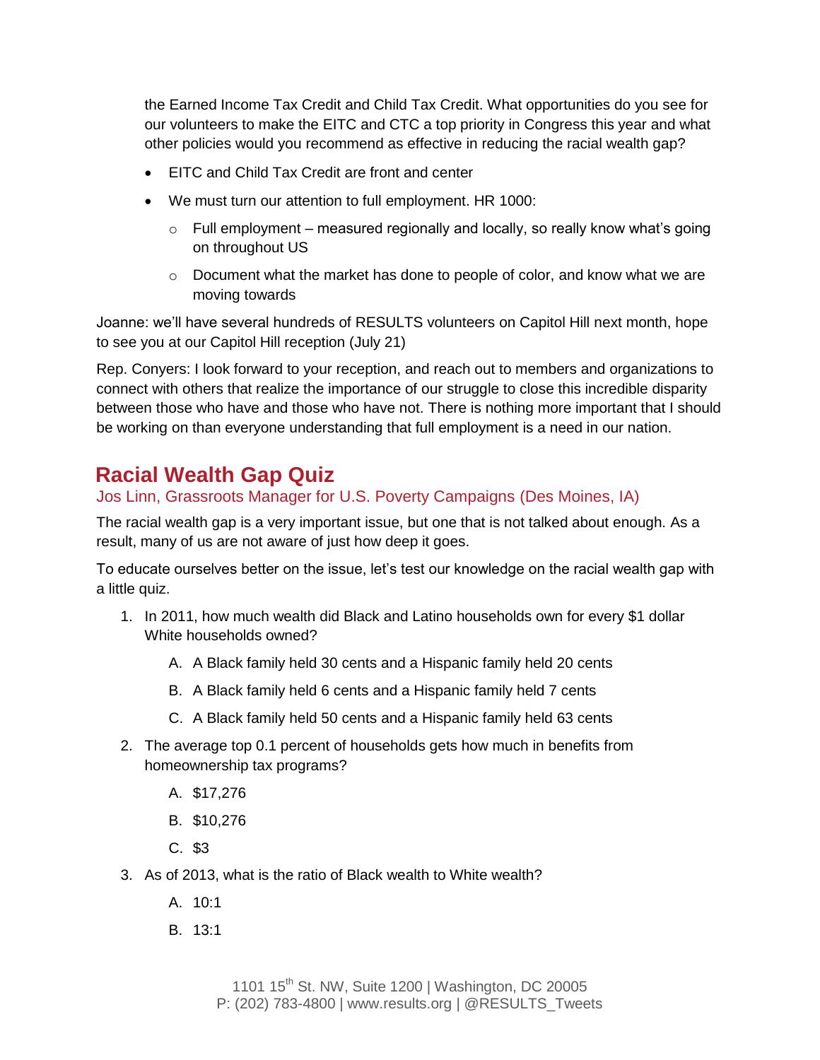the Earned Income Tax Credit and Child Tax Credit. What opportunities do you see for our volunteers to make the EITC and CTC a top priority in Congress this year and what other policies would you recommend as effective in reducing the racial wealth gap?

- EITC and Child Tax Credit are front and center
- We must turn our attention to full employment. HR 1000:
  - Full employment – measured regionally and locally, so really know what's going on throughout US
  - Document what the market has done to people of color, and know what we are moving towards

Joanne: we'll have several hundreds of RESULTS volunteers on Capitol Hill next month, hope to see you at our Capitol Hill reception (July 21)

Rep. Conyers: I look forward to your reception, and reach out to members and organizations to connect with others that realize the importance of our struggle to close this incredible disparity between those who have and those who have not. There is nothing more important that I should be working on than everyone understanding that full employment is a need in our nation.

## Racial Wealth Gap Quiz

Jos Linn, Grassroots Manager for U.S. Poverty Campaigns (Des Moines, IA)

The racial wealth gap is a very important issue, but one that is not talked about enough. As a result, many of us are not aware of just how deep it goes.

To educate ourselves better on the issue, let's test our knowledge on the racial wealth gap with a little quiz.

1. In 2011, how much wealth did Black and Latino households own for every $1 dollar White households owned?
   A. A Black family held 30 cents and a Hispanic family held 20 cents
   B. A Black family held 6 cents and a Hispanic family held 7 cents
   C. A Black family held 50 cents and a Hispanic family held 63 cents
2. The average top 0.1 percent of households gets how much in benefits from homeownership tax programs?
   A. $17,276
   B. $10,276
   C. $3
3. As of 2013, what is the ratio of Black wealth to White wealth?
   A. 10:1
   B. 13:1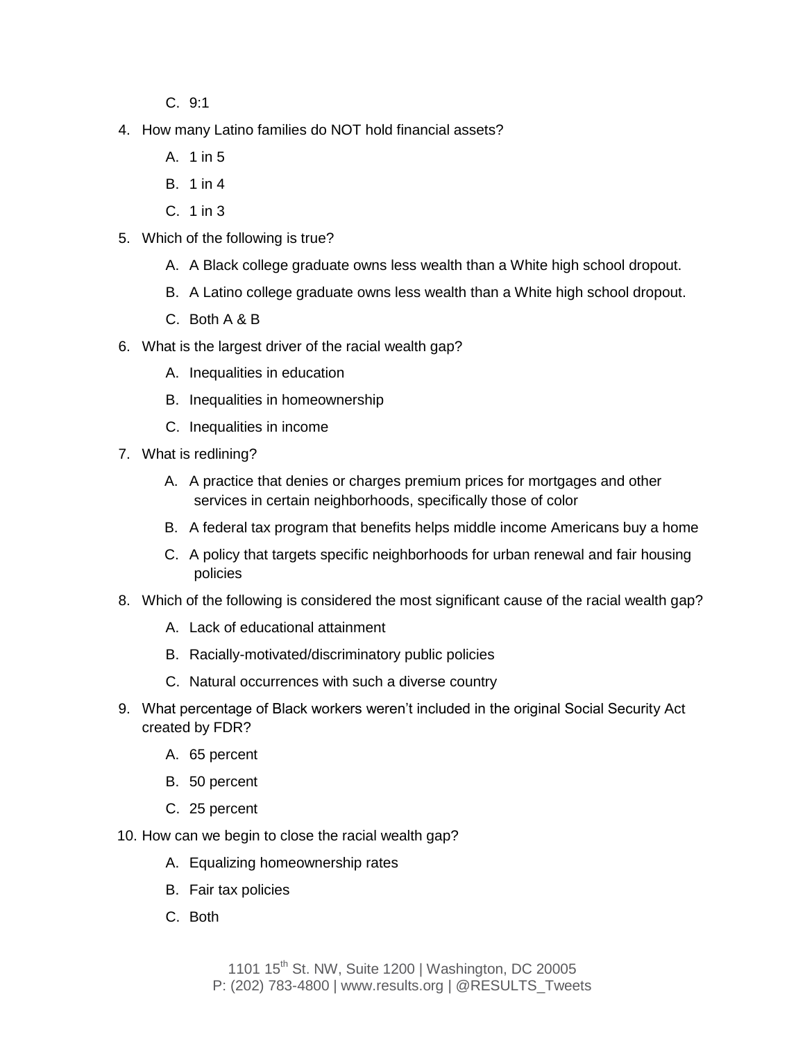C. 9:1

4. How many Latino families do NOT hold financial assets?
   A. 1 in 5
   B. 1 in 4
   C. 1 in 3

5. Which of the following is true?
   A. A Black college graduate owns less wealth than a White high school dropout.
   B. A Latino college graduate owns less wealth than a White high school dropout.
   C. Both A & B

6. What is the largest driver of the racial wealth gap?
   A. Inequalities in education
   B. Inequalities in homeownership
   C. Inequalities in income

7. What is redlining?
   A. A practice that denies or charges premium prices for mortgages and other services in certain neighborhoods, specifically those of color
   B. A federal tax program that benefits helps middle income Americans buy a home
   C. A policy that targets specific neighborhoods for urban renewal and fair housing policies

8. Which of the following is considered the most significant cause of the racial wealth gap?
   A. Lack of educational attainment
   B. Racially-motivated/discriminatory public policies
   C. Natural occurrences with such a diverse country

9. What percentage of Black workers weren't included in the original Social Security Act created by FDR?
   A. 65 percent
   B. 50 percent
   C. 25 percent

10. How can we begin to close the racial wealth gap?
    A. Equalizing homeownership rates
    B. Fair tax policies
    C. Both

1101 15th St. NW, Suite 1200 | Washington, DC 20005
P: (202) 783-4800 | www.results.org | @RESULTS_Tweets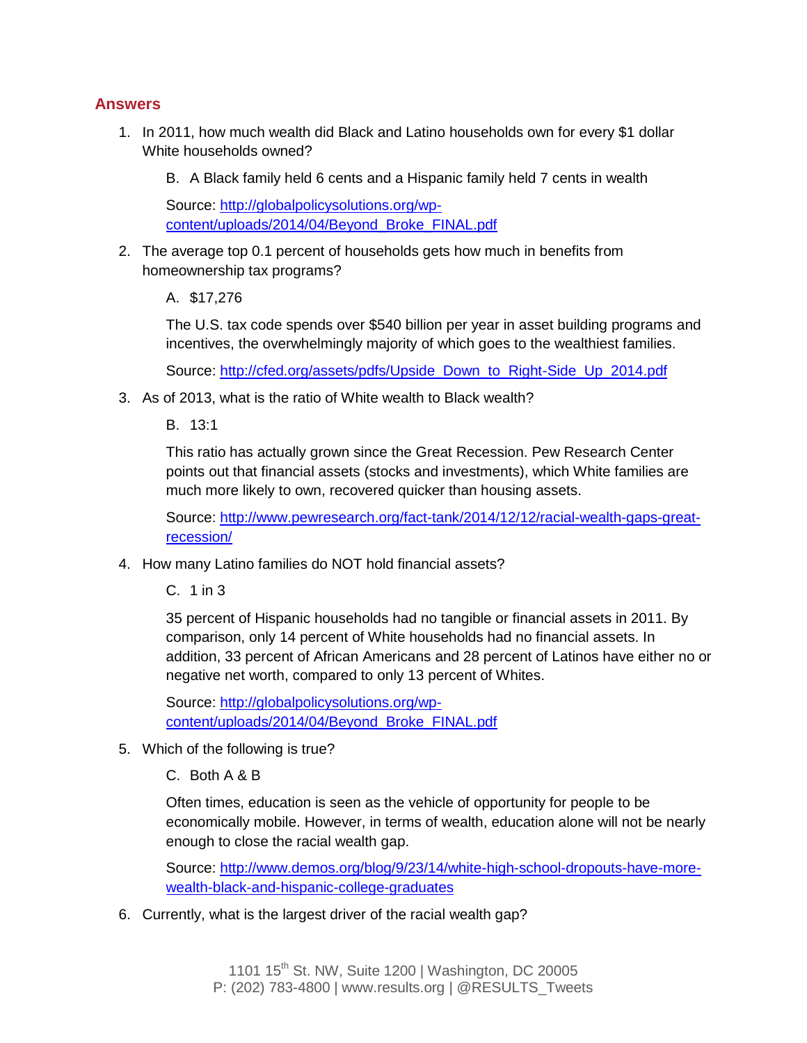## Answers

1. In 2011, how much wealth did Black and Latino households own for every $1 dollar White households owned?

   B. A Black family held 6 cents and a Hispanic family held 7 cents in wealth

   Source: [http://globalpolicysolutions.org/wp-content/uploads/2014/04/Beyond_Broke_FINAL.pdf](http://globalpolicysolutions.org/wp-content/uploads/2014/04/Beyond_Broke_FINAL.pdf)

2. The average top 0.1 percent of households gets how much in benefits from homeownership tax programs?

   A. $17,276

   The U.S. tax code spends over $540 billion per year in asset building programs and incentives, the overwhelmingly majority of which goes to the wealthiest families.

   Source: [http://cfed.org/assets/pdfs/Upside_Down_to_Right-Side_Up_2014.pdf](http://cfed.org/assets/pdfs/Upside_Down_to_Right-Side_Up_2014.pdf)

3. As of 2013, what is the ratio of White wealth to Black wealth?

   B. 13:1

   This ratio has actually grown since the Great Recession. Pew Research Center points out that financial assets (stocks and investments), which White families are much more likely to own, recovered quicker than housing assets.

   Source: [http://www.pewresearch.org/fact-tank/2014/12/12/racial-wealth-gaps-great-recession/](http://www.pewresearch.org/fact-tank/2014/12/12/racial-wealth-gaps-great-recession/)

4. How many Latino families do NOT hold financial assets?

   C. 1 in 3

   35 percent of Hispanic households had no tangible or financial assets in 2011. By comparison, only 14 percent of White households had no financial assets. In addition, 33 percent of African Americans and 28 percent of Latinos have either no or negative net worth, compared to only 13 percent of Whites.

   Source: [http://globalpolicysolutions.org/wp-content/uploads/2014/04/Beyond_Broke_FINAL.pdf](http://globalpolicysolutions.org/wp-content/uploads/2014/04/Beyond_Broke_FINAL.pdf)

5. Which of the following is true?

   C. Both A & B

   Often times, education is seen as the vehicle of opportunity for people to be economically mobile. However, in terms of wealth, education alone will not be nearly enough to close the racial wealth gap.

   Source: [http://www.demos.org/blog/9/23/14/white-high-school-dropouts-have-more-wealth-black-and-hispanic-college-graduates](http://www.demos.org/blog/9/23/14/white-high-school-dropouts-have-more-wealth-black-and-hispanic-college-graduates)

6. Currently, what is the largest driver of the racial wealth gap?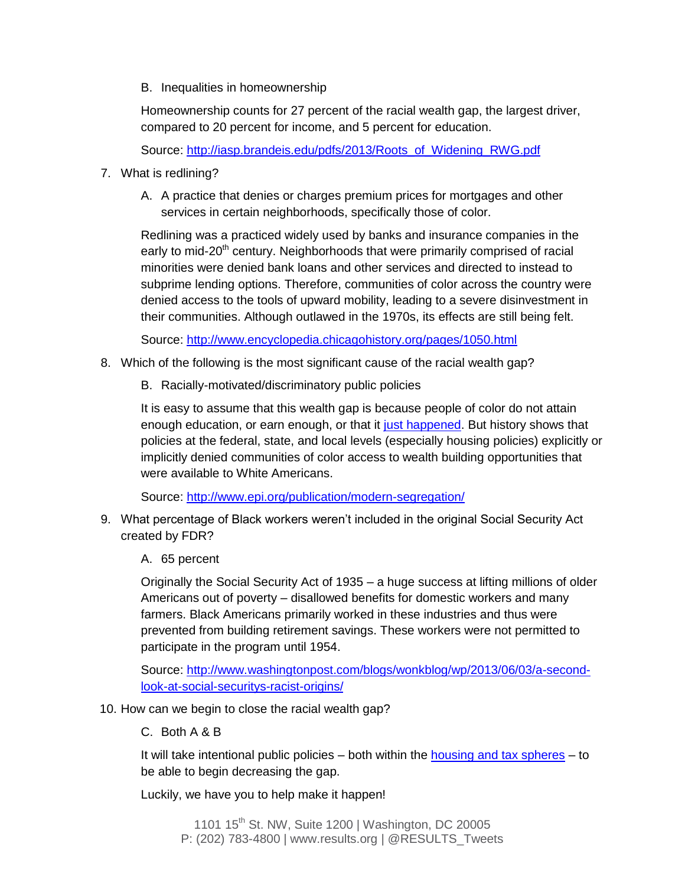B. Inequalities in homeownership

Homeownership counts for 27 percent of the racial wealth gap, the largest driver, compared to 20 percent for income, and 5 percent for education.

Source: [http://iasp.brandeis.edu/pdfs/2013/Roots_of_Widening_RWG.pdf](http://iasp.brandeis.edu/pdfs/2013/Roots_of_Widening_RWG.pdf)

7. What is redlining?

   A. A practice that denies or charges premium prices for mortgages and other services in certain neighborhoods, specifically those of color.

   Redlining was a practiced widely used by banks and insurance companies in the early to mid-20th century. Neighborhoods that were primarily comprised of racial minorities were denied bank loans and other services and directed to instead to subprime lending options. Therefore, communities of color across the country were denied access to the tools of upward mobility, leading to a severe disinvestment in their communities. Although outlawed in the 1970s, its effects are still being felt.

   Source: [http://www.encyclopedia.chicagohistory.org/pages/1050.html](http://www.encyclopedia.chicagohistory.org/pages/1050.html)

8. Which of the following is the most significant cause of the racial wealth gap?

   B. Racially-motivated/discriminatory public policies

   It is easy to assume that this wealth gap is because people of color do not attain enough education, or earn enough, or that it just happened. But history shows that policies at the federal, state, and local levels (especially housing policies) explicitly or implicitly denied communities of color access to wealth building opportunities that were available to White Americans.

   Source: [http://www.epi.org/publication/modern-segregation/](http://www.epi.org/publication/modern-segregation/)

9. What percentage of Black workers weren't included in the original Social Security Act created by FDR?

   A. 65 percent

   Originally the Social Security Act of 1935 – a huge success at lifting millions of older Americans out of poverty – disallowed benefits for domestic workers and many farmers. Black Americans primarily worked in these industries and thus were prevented from building retirement savings. These workers were not permitted to participate in the program until 1954.

   Source: [http://www.washingtonpost.com/blogs/wonkblog/wp/2013/06/03/a-second-look-at-social-securitys-racist-origins/](http://www.washingtonpost.com/blogs/wonkblog/wp/2013/06/03/a-second-look-at-social-securitys-racist-origins/)

10. How can we begin to close the racial wealth gap?

    C. Both A & B

    It will take intentional public policies – both within the housing and tax spheres – to be able to begin decreasing the gap.

    Luckily, we have you to help make it happen!

1101 15th St. NW, Suite 1200 | Washington, DC 20005
P: (202) 783-4800 | www.results.org | @RESULTS_Tweets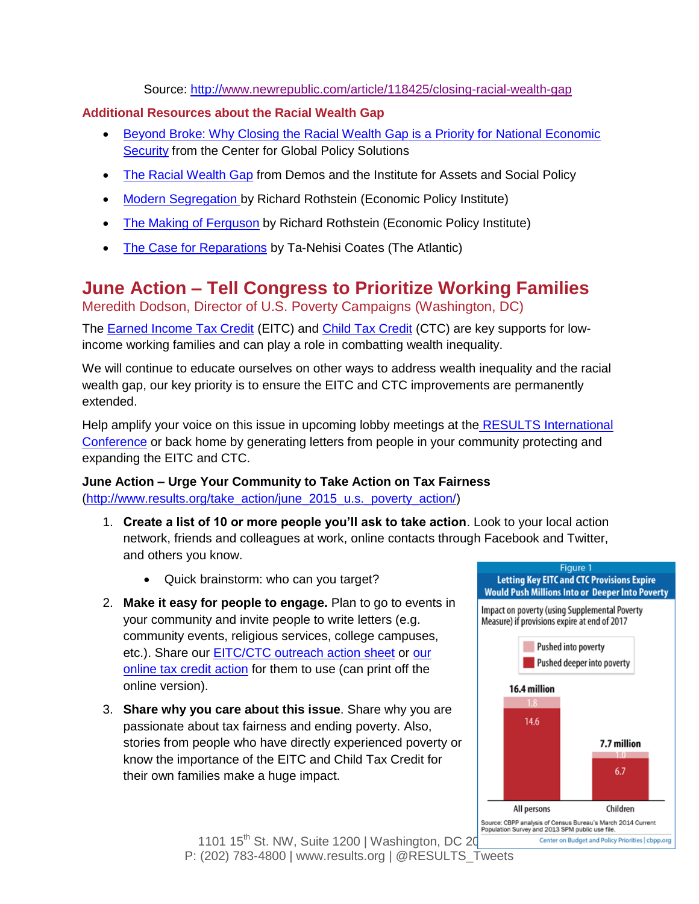Source: http://www.newrepublic.com/article/118425/closing-racial-wealth-gap

**Additional Resources about the Racial Wealth Gap**

- Beyond Broke: Why Closing the Racial Wealth Gap is a Priority for National Economic Security from the Center for Global Policy Solutions
- The Racial Wealth Gap from Demos and the Institute for Assets and Social Policy
- Modern Segregation by Richard Rothstein (Economic Policy Institute)
- The Making of Ferguson by Richard Rothstein (Economic Policy Institute)
- The Case for Reparations by Ta-Nehisi Coates (The Atlantic)

## June Action – Tell Congress to Prioritize Working Families

Meredith Dodson, Director of U.S. Poverty Campaigns (Washington, DC)

The Earned Income Tax Credit (EITC) and Child Tax Credit (CTC) are key supports for low-income working families and can play a role in combatting wealth inequality.

We will continue to educate ourselves on other ways to address wealth inequality and the racial wealth gap, our key priority is to ensure the EITC and CTC improvements are permanently extended.

Help amplify your voice on this issue in upcoming lobby meetings at the RESULTS International Conference or back home by generating letters from people in your community protecting and expanding the EITC and CTC.

**June Action – Urge Your Community to Take Action on Tax Fairness**
(http://www.results.org/take_action/june_2015_u.s._poverty_action/)

1. **Create a list of 10 or more people you'll ask to take action**. Look to your local action network, friends and colleagues at work, online contacts through Facebook and Twitter, and others you know.
    - Quick brainstorm: who can you target?
2. **Make it easy for people to engage.** Plan to go to events in your community and invite people to write letters (e.g. community events, religious services, college campuses, etc.). Share our EITC/CTC outreach action sheet or our online tax credit action for them to use (can print off the online version).
3. **Share why you care about this issue**. Share why you are passionate about tax fairness and ending poverty. Also, stories from people who have directly experienced poverty or know the importance of the EITC and Child Tax Credit for their own families make a huge impact.

Figure 1
**Letting Key EITC and CTC Provisions Expire Would Push Millions Into or Deeper Into Poverty**

Impact on poverty (using Supplemental Poverty Measure) if provisions expire at end of 2017

| | All persons | Children |
|---|---|---|
| Pushed into poverty | 1.8 | 1.0 |
| Pushed deeper into poverty | 14.6 | 6.7 |
| Total | 16.4 million | 7.7 million |

Source: CBPP analysis of Census Bureau's March 2014 Current Population Survey and 2013 SPM public use file.

Center on Budget and Policy Priorities | cbpp.org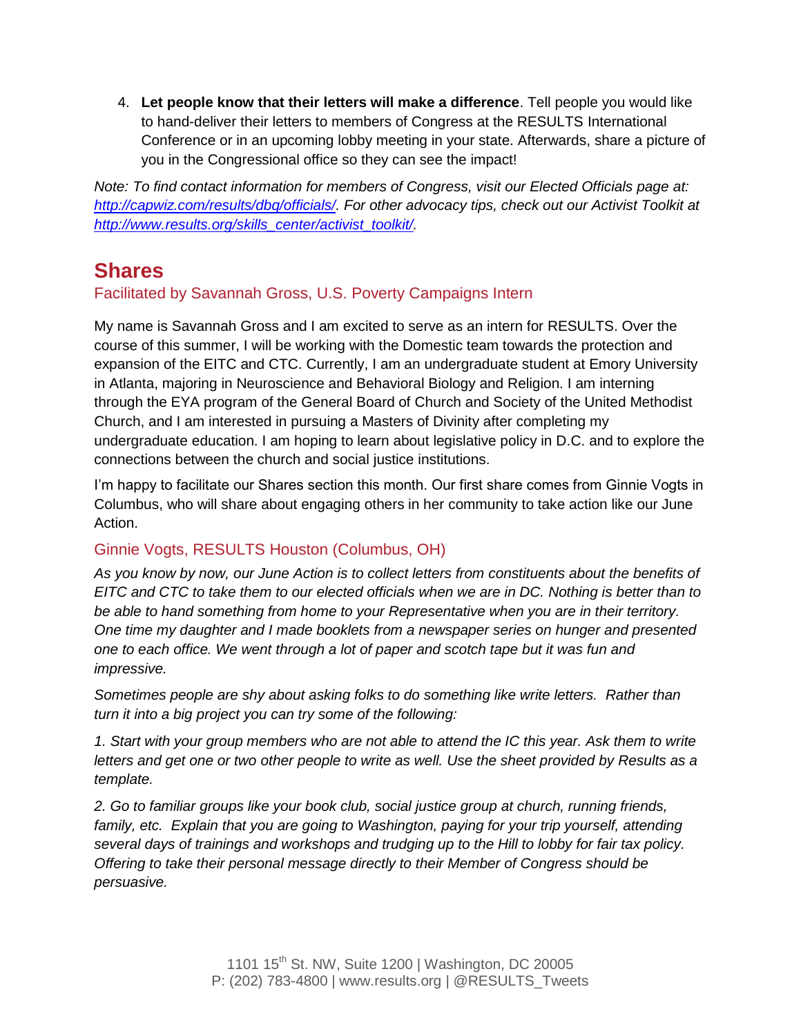4. **Let people know that their letters will make a difference**. Tell people you would like to hand-deliver their letters to members of Congress at the RESULTS International Conference or in an upcoming lobby meeting in your state. Afterwards, share a picture of you in the Congressional office so they can see the impact!

*Note: To find contact information for members of Congress, visit our Elected Officials page at: [http://capwiz.com/results/dbq/officials/](http://capwiz.com/results/dbq/officials/). For other advocacy tips, check out our Activist Toolkit at [http://www.results.org/skills_center/activist_toolkit/](http://www.results.org/skills_center/activist_toolkit/).*

## Shares

### Facilitated by Savannah Gross, U.S. Poverty Campaigns Intern

My name is Savannah Gross and I am excited to serve as an intern for RESULTS. Over the course of this summer, I will be working with the Domestic team towards the protection and expansion of the EITC and CTC. Currently, I am an undergraduate student at Emory University in Atlanta, majoring in Neuroscience and Behavioral Biology and Religion. I am interning through the EYA program of the General Board of Church and Society of the United Methodist Church, and I am interested in pursuing a Masters of Divinity after completing my undergraduate education. I am hoping to learn about legislative policy in D.C. and to explore the connections between the church and social justice institutions.

I'm happy to facilitate our Shares section this month. Our first share comes from Ginnie Vogts in Columbus, who will share about engaging others in her community to take action like our June Action.

### Ginnie Vogts, RESULTS Houston (Columbus, OH)

*As you know by now, our June Action is to collect letters from constituents about the benefits of EITC and CTC to take them to our elected officials when we are in DC. Nothing is better than to be able to hand something from home to your Representative when you are in their territory. One time my daughter and I made booklets from a newspaper series on hunger and presented one to each office. We went through a lot of paper and scotch tape but it was fun and impressive.*

*Sometimes people are shy about asking folks to do something like write letters. Rather than turn it into a big project you can try some of the following:*

*1. Start with your group members who are not able to attend the IC this year. Ask them to write letters and get one or two other people to write as well. Use the sheet provided by Results as a template.*

*2. Go to familiar groups like your book club, social justice group at church, running friends, family, etc. Explain that you are going to Washington, paying for your trip yourself, attending several days of trainings and workshops and trudging up to the Hill to lobby for fair tax policy. Offering to take their personal message directly to their Member of Congress should be persuasive.*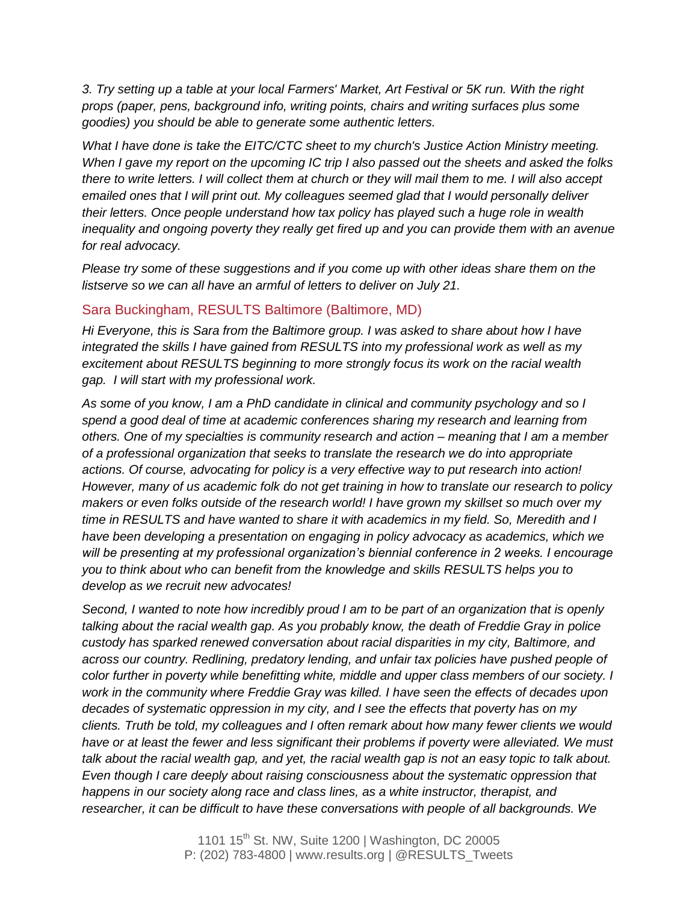*3. Try setting up a table at your local Farmers' Market, Art Festival or 5K run. With the right props (paper, pens, background info, writing points, chairs and writing surfaces plus some goodies) you should be able to generate some authentic letters.*

*What I have done is take the EITC/CTC sheet to my church's Justice Action Ministry meeting. When I gave my report on the upcoming IC trip I also passed out the sheets and asked the folks there to write letters. I will collect them at church or they will mail them to me. I will also accept emailed ones that I will print out. My colleagues seemed glad that I would personally deliver their letters. Once people understand how tax policy has played such a huge role in wealth inequality and ongoing poverty they really get fired up and you can provide them with an avenue for real advocacy.*

*Please try some of these suggestions and if you come up with other ideas share them on the listserve so we can all have an armful of letters to deliver on July 21.*

### Sara Buckingham, RESULTS Baltimore (Baltimore, MD)

*Hi Everyone, this is Sara from the Baltimore group. I was asked to share about how I have integrated the skills I have gained from RESULTS into my professional work as well as my excitement about RESULTS beginning to more strongly focus its work on the racial wealth gap. I will start with my professional work.*

*As some of you know, I am a PhD candidate in clinical and community psychology and so I spend a good deal of time at academic conferences sharing my research and learning from others. One of my specialties is community research and action – meaning that I am a member of a professional organization that seeks to translate the research we do into appropriate actions. Of course, advocating for policy is a very effective way to put research into action! However, many of us academic folk do not get training in how to translate our research to policy makers or even folks outside of the research world! I have grown my skillset so much over my time in RESULTS and have wanted to share it with academics in my field. So, Meredith and I have been developing a presentation on engaging in policy advocacy as academics, which we will be presenting at my professional organization's biennial conference in 2 weeks. I encourage you to think about who can benefit from the knowledge and skills RESULTS helps you to develop as we recruit new advocates!*

*Second, I wanted to note how incredibly proud I am to be part of an organization that is openly talking about the racial wealth gap. As you probably know, the death of Freddie Gray in police custody has sparked renewed conversation about racial disparities in my city, Baltimore, and across our country. Redlining, predatory lending, and unfair tax policies have pushed people of color further in poverty while benefitting white, middle and upper class members of our society. I work in the community where Freddie Gray was killed. I have seen the effects of decades upon decades of systematic oppression in my city, and I see the effects that poverty has on my clients. Truth be told, my colleagues and I often remark about how many fewer clients we would have or at least the fewer and less significant their problems if poverty were alleviated. We must talk about the racial wealth gap, and yet, the racial wealth gap is not an easy topic to talk about. Even though I care deeply about raising consciousness about the systematic oppression that happens in our society along race and class lines, as a white instructor, therapist, and researcher, it can be difficult to have these conversations with people of all backgrounds. We*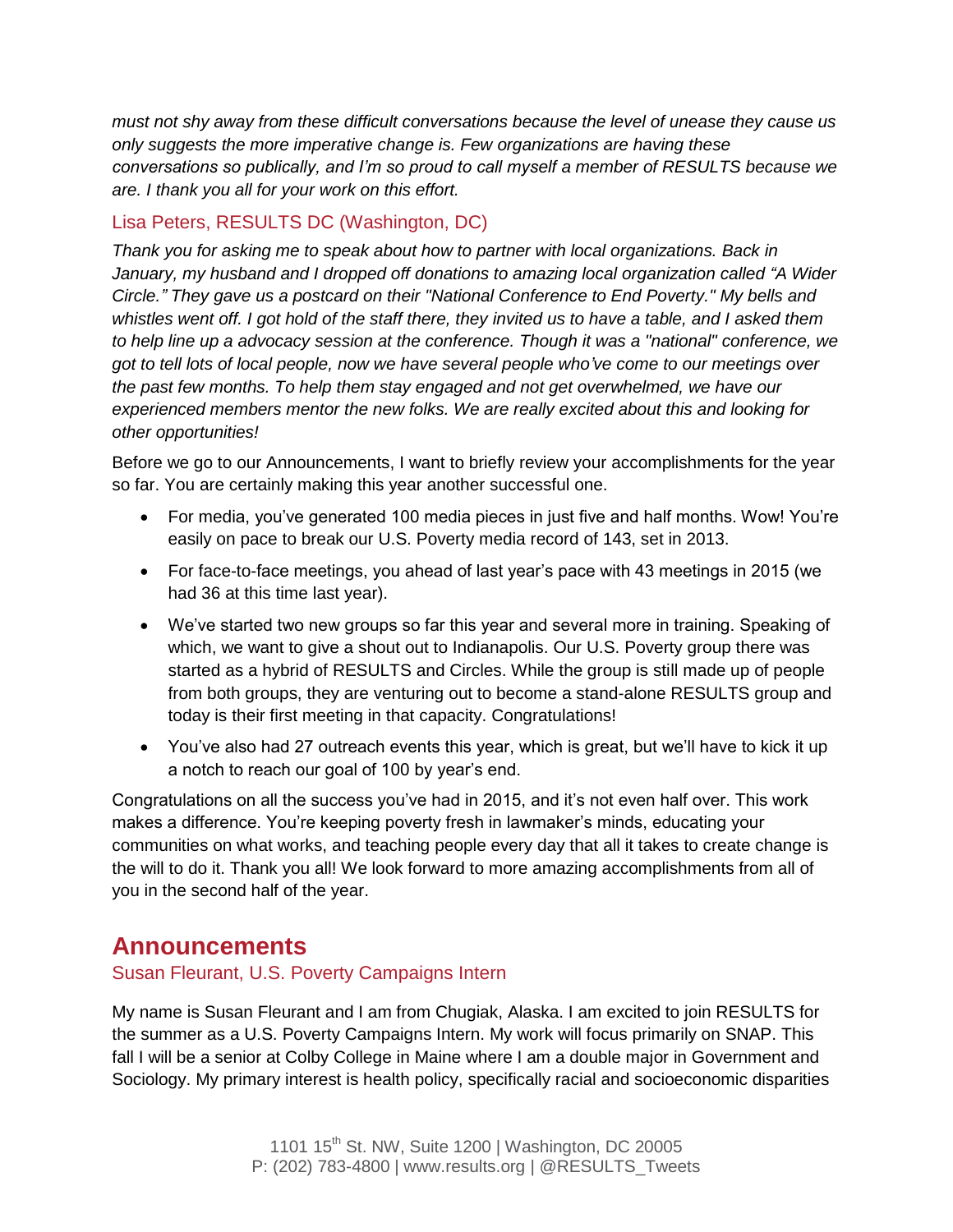*must not shy away from these difficult conversations because the level of unease they cause us only suggests the more imperative change is. Few organizations are having these conversations so publically, and I'm so proud to call myself a member of RESULTS because we are. I thank you all for your work on this effort.*

### Lisa Peters, RESULTS DC (Washington, DC)

*Thank you for asking me to speak about how to partner with local organizations. Back in January, my husband and I dropped off donations to amazing local organization called "A Wider Circle." They gave us a postcard on their "National Conference to End Poverty." My bells and whistles went off. I got hold of the staff there, they invited us to have a table, and I asked them to help line up a advocacy session at the conference. Though it was a "national" conference, we got to tell lots of local people, now we have several people who've come to our meetings over the past few months. To help them stay engaged and not get overwhelmed, we have our experienced members mentor the new folks. We are really excited about this and looking for other opportunities!*

Before we go to our Announcements, I want to briefly review your accomplishments for the year so far. You are certainly making this year another successful one.

- For media, you've generated 100 media pieces in just five and half months. Wow! You're easily on pace to break our U.S. Poverty media record of 143, set in 2013.
- For face-to-face meetings, you ahead of last year's pace with 43 meetings in 2015 (we had 36 at this time last year).
- We've started two new groups so far this year and several more in training. Speaking of which, we want to give a shout out to Indianapolis. Our U.S. Poverty group there was started as a hybrid of RESULTS and Circles. While the group is still made up of people from both groups, they are venturing out to become a stand-alone RESULTS group and today is their first meeting in that capacity. Congratulations!
- You've also had 27 outreach events this year, which is great, but we'll have to kick it up a notch to reach our goal of 100 by year's end.

Congratulations on all the success you've had in 2015, and it's not even half over. This work makes a difference. You're keeping poverty fresh in lawmaker's minds, educating your communities on what works, and teaching people every day that all it takes to create change is the will to do it. Thank you all! We look forward to more amazing accomplishments from all of you in the second half of the year.

## Announcements

### Susan Fleurant, U.S. Poverty Campaigns Intern

My name is Susan Fleurant and I am from Chugiak, Alaska. I am excited to join RESULTS for the summer as a U.S. Poverty Campaigns Intern. My work will focus primarily on SNAP. This fall I will be a senior at Colby College in Maine where I am a double major in Government and Sociology. My primary interest is health policy, specifically racial and socioeconomic disparities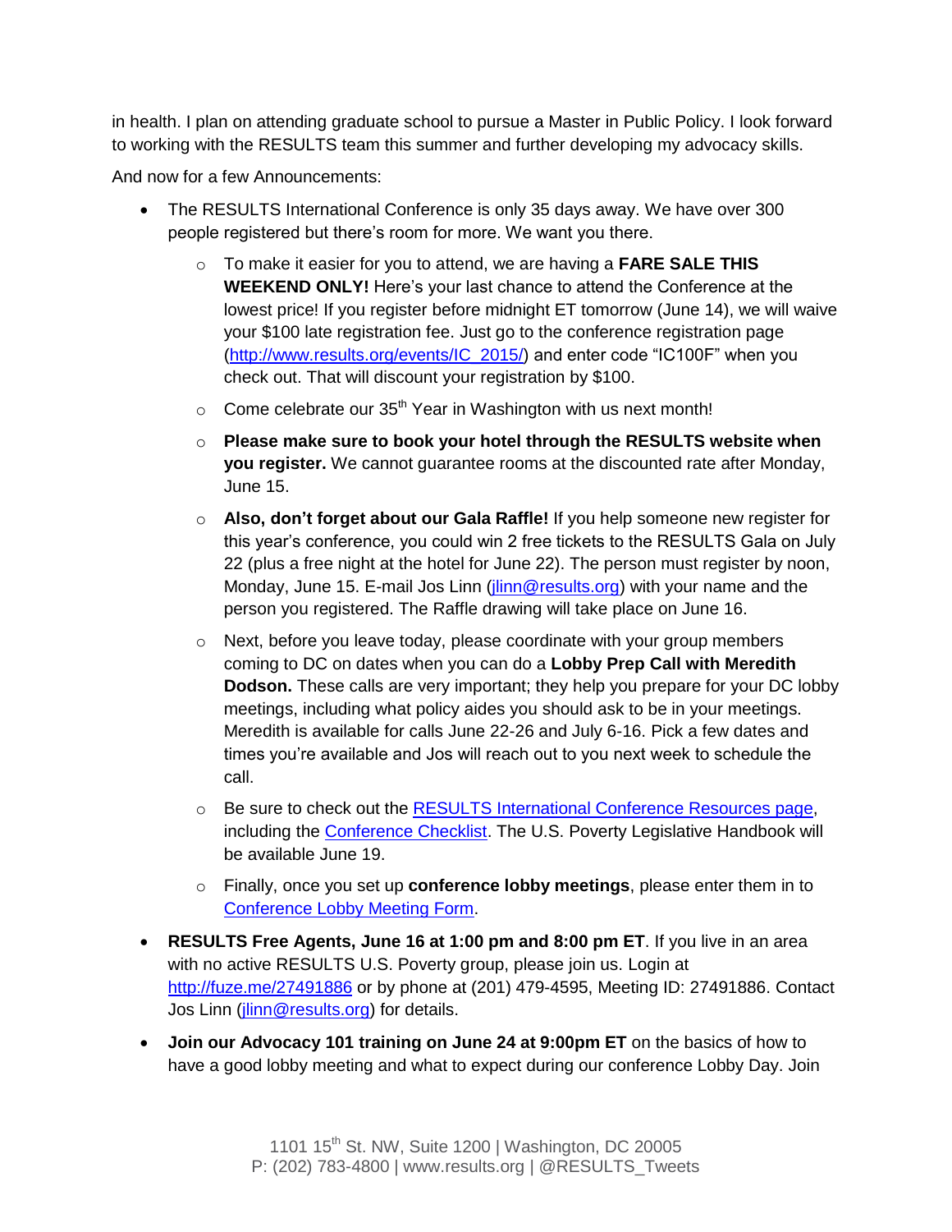in health. I plan on attending graduate school to pursue a Master in Public Policy. I look forward to working with the RESULTS team this summer and further developing my advocacy skills.

And now for a few Announcements:

- The RESULTS International Conference is only 35 days away. We have over 300 people registered but there's room for more. We want you there.
  - To make it easier for you to attend, we are having a **FARE SALE THIS WEEKEND ONLY!** Here's your last chance to attend the Conference at the lowest price! If you register before midnight ET tomorrow (June 14), we will waive your $100 late registration fee. Just go to the conference registration page ([http://www.results.org/events/IC_2015/](http://www.results.org/events/IC_2015/)) and enter code "IC100F" when you check out. That will discount your registration by $100.
  - Come celebrate our 35th Year in Washington with us next month!
  - **Please make sure to book your hotel through the RESULTS website when you register.** We cannot guarantee rooms at the discounted rate after Monday, June 15.
  - **Also, don't forget about our Gala Raffle!** If you help someone new register for this year's conference, you could win 2 free tickets to the RESULTS Gala on July 22 (plus a free night at the hotel for June 22). The person must register by noon, Monday, June 15. E-mail Jos Linn ([jlinn@results.org](mailto:jlinn@results.org)) with your name and the person you registered. The Raffle drawing will take place on June 16.
  - Next, before you leave today, please coordinate with your group members coming to DC on dates when you can do a **Lobby Prep Call with Meredith Dodson.** These calls are very important; they help you prepare for your DC lobby meetings, including what policy aides you should ask to be in your meetings. Meredith is available for calls June 22-26 and July 6-16. Pick a few dates and times you're available and Jos will reach out to you next week to schedule the call.
  - Be sure to check out the RESULTS International Conference Resources page, including the Conference Checklist. The U.S. Poverty Legislative Handbook will be available June 19.
  - Finally, once you set up **conference lobby meetings**, please enter them in to Conference Lobby Meeting Form.
- **RESULTS Free Agents, June 16 at 1:00 pm and 8:00 pm ET**. If you live in an area with no active RESULTS U.S. Poverty group, please join us. Login at [http://fuze.me/27491886](http://fuze.me/27491886) or by phone at (201) 479-4595, Meeting ID: 27491886. Contact Jos Linn ([jlinn@results.org](mailto:jlinn@results.org)) for details.
- **Join our Advocacy 101 training on June 24 at 9:00pm ET** on the basics of how to have a good lobby meeting and what to expect during our conference Lobby Day. Join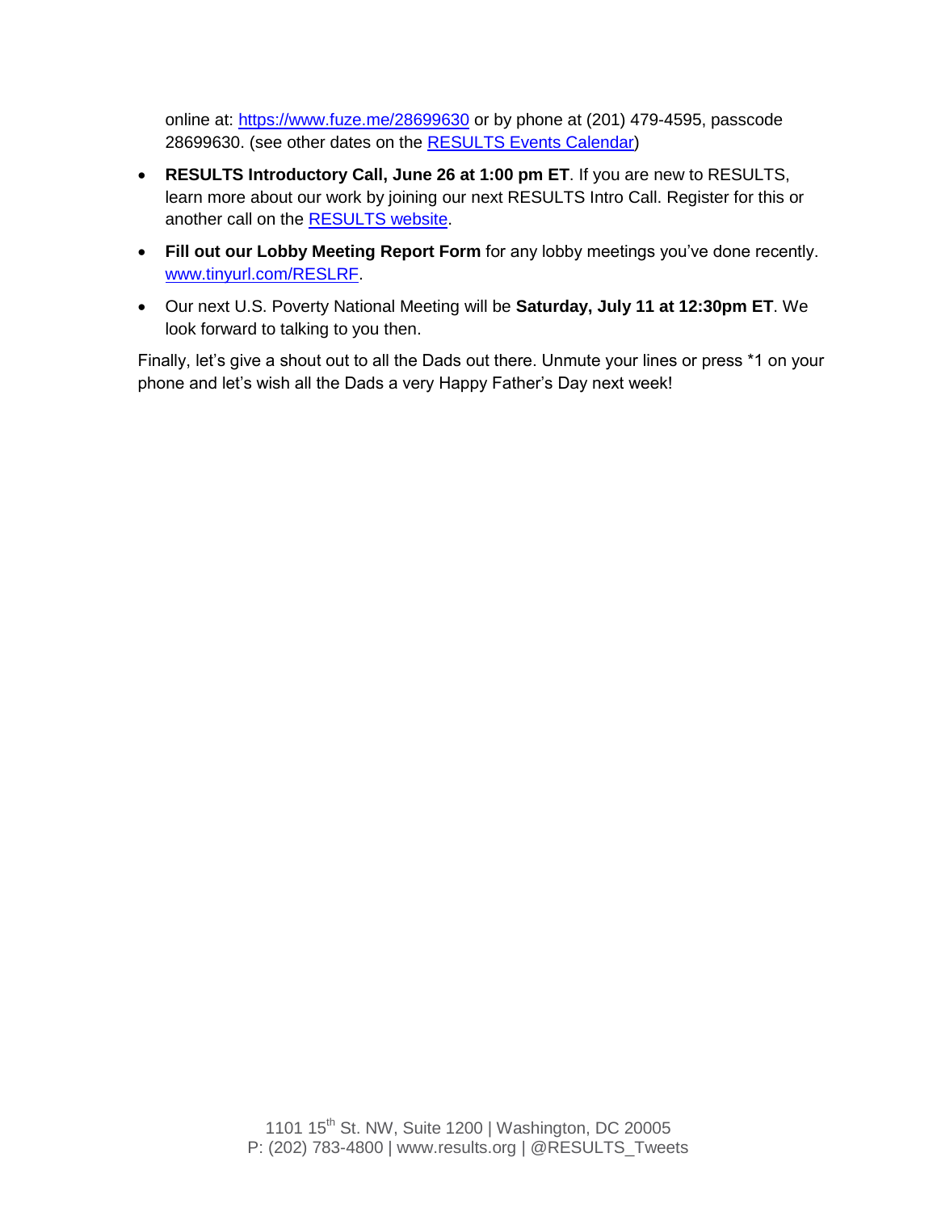online at: [https://www.fuze.me/28699630](https://www.fuze.me/28699630) or by phone at (201) 479-4595, passcode 28699630. (see other dates on the RESULTS Events Calendar)

- **RESULTS Introductory Call, June 26 at 1:00 pm ET**. If you are new to RESULTS, learn more about our work by joining our next RESULTS Intro Call. Register for this or another call on the RESULTS website.
- **Fill out our Lobby Meeting Report Form** for any lobby meetings you've done recently. [www.tinyurl.com/RESLRF](www.tinyurl.com/RESLRF).
- Our next U.S. Poverty National Meeting will be **Saturday, July 11 at 12:30pm ET**. We look forward to talking to you then.

Finally, let's give a shout out to all the Dads out there. Unmute your lines or press *1 on your phone and let's wish all the Dads a very Happy Father's Day next week!